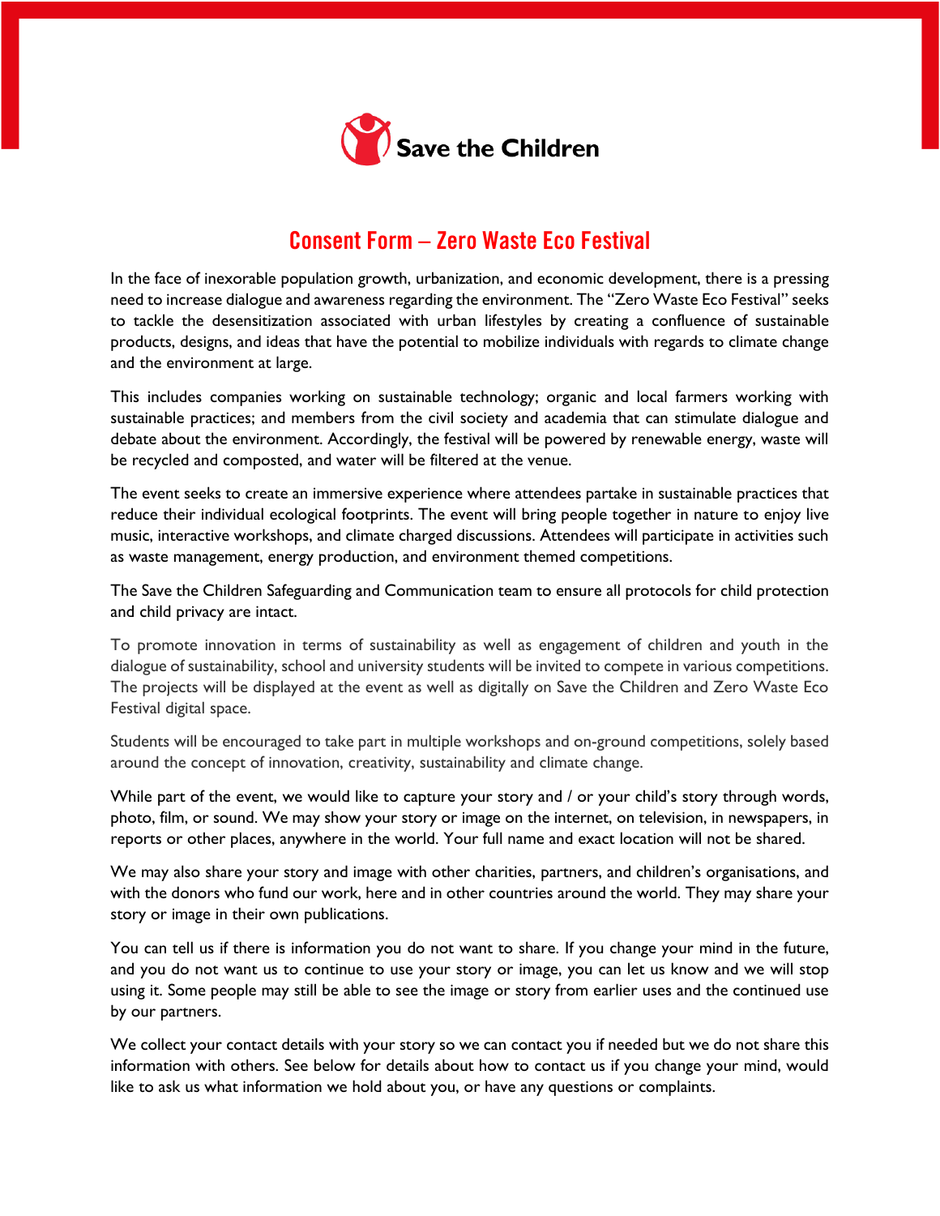Save the Children

# Consent Form – Zero Waste Eco Festival

In the face of inexorable population growth, urbanization, and economic development, there is a pressing need to increase dialogue and awareness regarding the environment. The "Zero Waste Eco Festival" seeks to tackle the desensitization associated with urban lifestyles by creating a confluence of sustainable products, designs, and ideas that have the potential to mobilize individuals with regards to climate change and the environment at large.

This includes companies working on sustainable technology; organic and local farmers working with sustainable practices; and members from the civil society and academia that can stimulate dialogue and debate about the environment. Accordingly, the festival will be powered by renewable energy, waste will be recycled and composted, and water will be filtered at the venue.

The event seeks to create an immersive experience where attendees partake in sustainable practices that reduce their individual ecological footprints. The event will bring people together in nature to enjoy live music, interactive workshops, and climate charged discussions. Attendees will participate in activities such as waste management, energy production, and environment themed competitions.

The Save the Children Safeguarding and Communication team to ensure all protocols for child protection and child privacy are intact.

To promote innovation in terms of sustainability as well as engagement of children and youth in the dialogue of sustainability, school and university students will be invited to compete in various competitions. The projects will be displayed at the event as well as digitally on Save the Children and Zero Waste Eco Festival digital space.

Students will be encouraged to take part in multiple workshops and on-ground competitions, solely based around the concept of innovation, creativity, sustainability and climate change.

While part of the event, we would like to capture your story and / or your child's story through words, photo, film, or sound. We may show your story or image on the internet, on television, in newspapers, in reports or other places, anywhere in the world. Your full name and exact location will not be shared.

We may also share your story and image with other charities, partners, and children's organisations, and with the donors who fund our work, here and in other countries around the world. They may share your story or image in their own publications.

You can tell us if there is information you do not want to share. If you change your mind in the future, and you do not want us to continue to use your story or image, you can let us know and we will stop using it. Some people may still be able to see the image or story from earlier uses and the continued use by our partners.

We collect your contact details with your story so we can contact you if needed but we do not share this information with others. See below for details about how to contact us if you change your mind, would like to ask us what information we hold about you, or have any questions or complaints.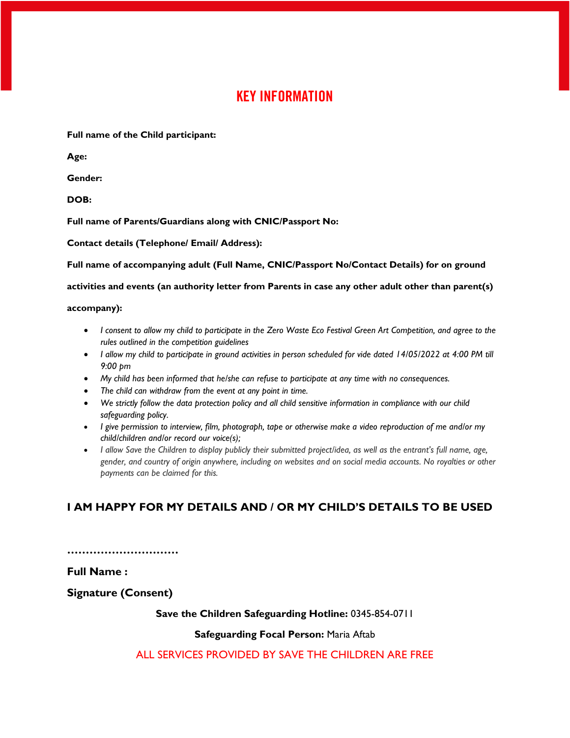# KEY INFORMATION

**Full name of the Child participant:**

**Age:**

**Gender:**

**DOB:**

**Full name of Parents/Guardians along with CNIC/Passport No:**

**Contact details (Telephone/ Email/ Address):**

**Full name of accompanying adult (Full Name, CNIC/Passport No/Contact Details) for on ground activities and events (an authority letter from Parents in case any other adult other than parent(s) accompany):**

- *I consent to allow my child to participate in the Zero Waste Eco Festival Green Art Competition, and agree to the rules outlined in the competition guidelines*
- *I allow my child to participate in ground activities in person scheduled for vide dated 14/05/2022 at 4:00 PM till 9:00 pm*
- *My child has been informed that he/she can refuse to participate at any time with no consequences.*
- *The child can withdraw from the event at any point in time.*
- *We strictly follow the data protection policy and all child sensitive information in compliance with our child safeguarding policy.*
- *I give permission to interview, film, photograph, tape or otherwise make a video reproduction of me and/or my child/children and/or record our voice(s);*
- *I allow Save the Children to display publicly their submitted project/idea, as well as the entrant's full name, age, gender, and country of origin anywhere, including on websites and on social media accounts. No royalties or other payments can be claimed for this.*

## I AM HAPPY FOR MY DETAILS AND / OR MY CHILD'S DETAILS TO BE USED

…………………………

**Full Name :**

**Signature (Consent)**

**Save the Children Safeguarding Hotline:** 0345-854-0711

**Safeguarding Focal Person:** Maria Aftab

ALL SERVICES PROVIDED BY SAVE THE CHILDREN ARE FREE